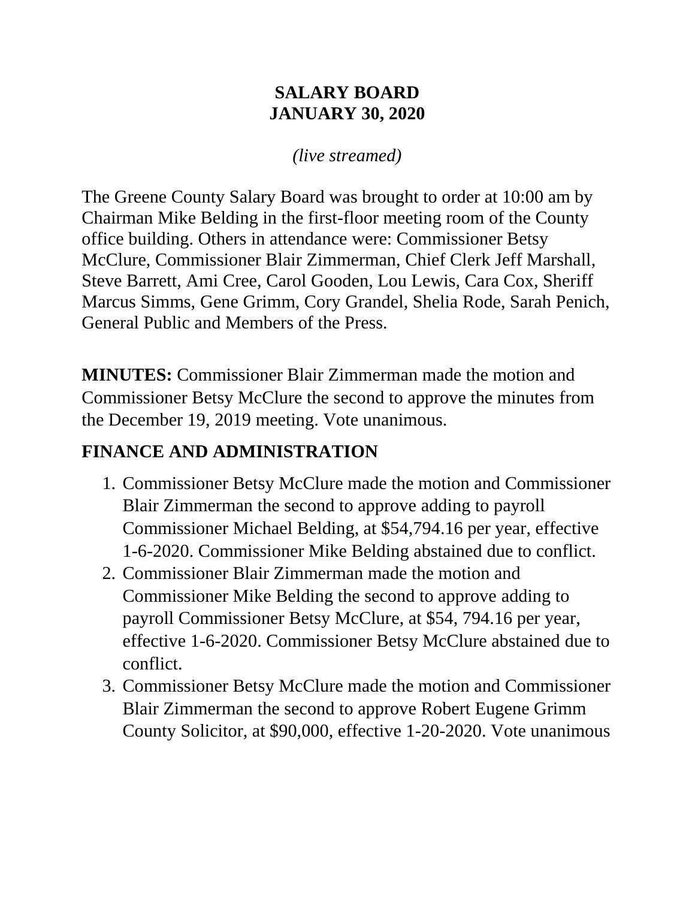# SALARY BOARD
# JANUARY 30, 2020

*(live streamed)*

The Greene County Salary Board was brought to order at 10:00 am by Chairman Mike Belding in the first-floor meeting room of the County office building. Others in attendance were: Commissioner Betsy McClure, Commissioner Blair Zimmerman, Chief Clerk Jeff Marshall, Steve Barrett, Ami Cree, Carol Gooden, Lou Lewis, Cara Cox, Sheriff Marcus Simms, Gene Grimm, Cory Grandel, Shelia Rode, Sarah Penich, General Public and Members of the Press.

**MINUTES:** Commissioner Blair Zimmerman made the motion and Commissioner Betsy McClure the second to approve the minutes from the December 19, 2019 meeting. Vote unanimous.

## FINANCE AND ADMINISTRATION

1. Commissioner Betsy McClure made the motion and Commissioner Blair Zimmerman the second to approve adding to payroll Commissioner Michael Belding, at $54,794.16 per year, effective 1-6-2020. Commissioner Mike Belding abstained due to conflict.
2. Commissioner Blair Zimmerman made the motion and Commissioner Mike Belding the second to approve adding to payroll Commissioner Betsy McClure, at $54, 794.16 per year, effective 1-6-2020. Commissioner Betsy McClure abstained due to conflict.
3. Commissioner Betsy McClure made the motion and Commissioner Blair Zimmerman the second to approve Robert Eugene Grimm County Solicitor, at $90,000, effective 1-20-2020. Vote unanimous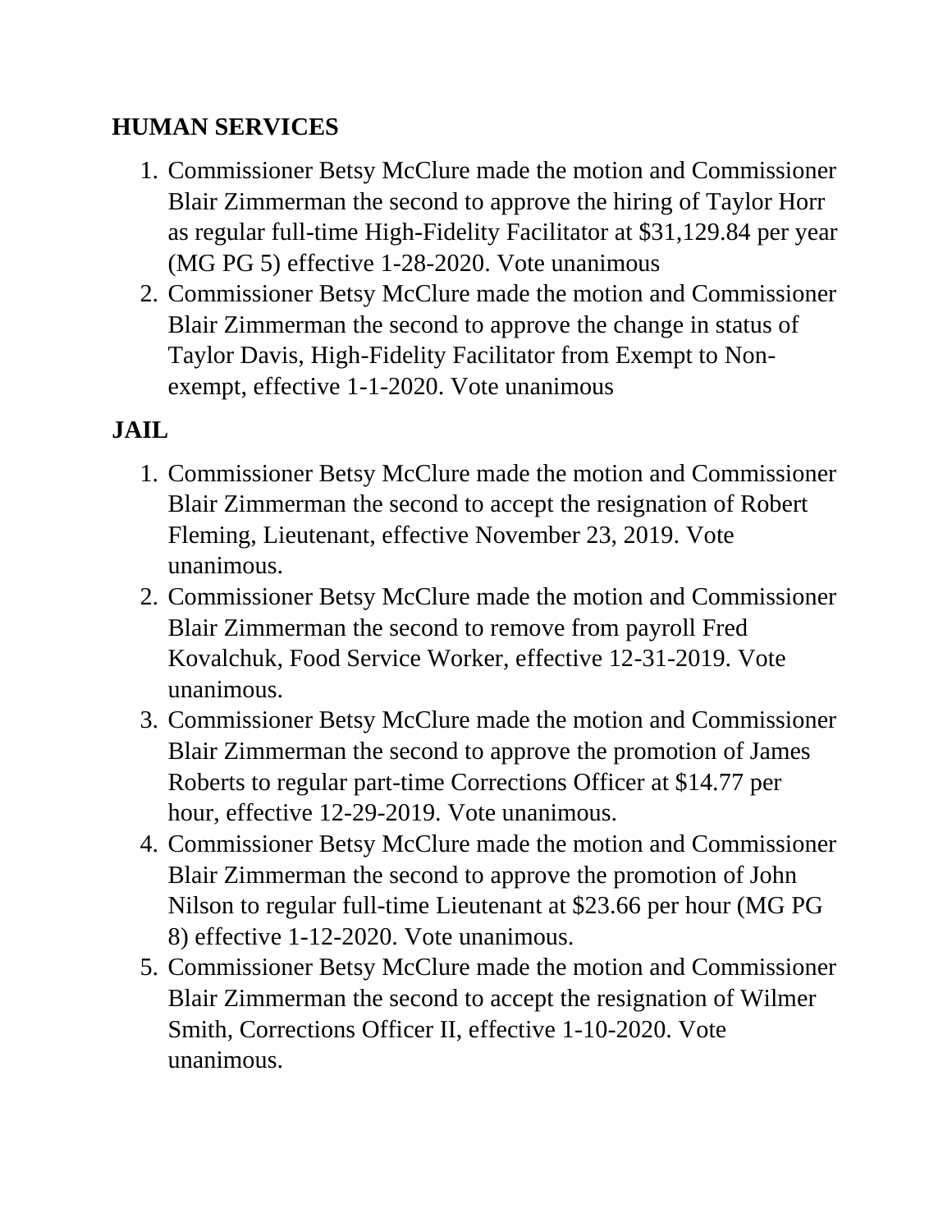## HUMAN SERVICES

1. Commissioner Betsy McClure made the motion and Commissioner Blair Zimmerman the second to approve the hiring of Taylor Horr as regular full-time High-Fidelity Facilitator at $31,129.84 per year (MG PG 5) effective 1-28-2020. Vote unanimous
2. Commissioner Betsy McClure made the motion and Commissioner Blair Zimmerman the second to approve the change in status of Taylor Davis, High-Fidelity Facilitator from Exempt to Non-exempt, effective 1-1-2020. Vote unanimous

## JAIL

1. Commissioner Betsy McClure made the motion and Commissioner Blair Zimmerman the second to accept the resignation of Robert Fleming, Lieutenant, effective November 23, 2019. Vote unanimous.
2. Commissioner Betsy McClure made the motion and Commissioner Blair Zimmerman the second to remove from payroll Fred Kovalchuk, Food Service Worker, effective 12-31-2019. Vote unanimous.
3. Commissioner Betsy McClure made the motion and Commissioner Blair Zimmerman the second to approve the promotion of James Roberts to regular part-time Corrections Officer at $14.77 per hour, effective 12-29-2019. Vote unanimous.
4. Commissioner Betsy McClure made the motion and Commissioner Blair Zimmerman the second to approve the promotion of John Nilson to regular full-time Lieutenant at $23.66 per hour (MG PG 8) effective 1-12-2020. Vote unanimous.
5. Commissioner Betsy McClure made the motion and Commissioner Blair Zimmerman the second to accept the resignation of Wilmer Smith, Corrections Officer II, effective 1-10-2020. Vote unanimous.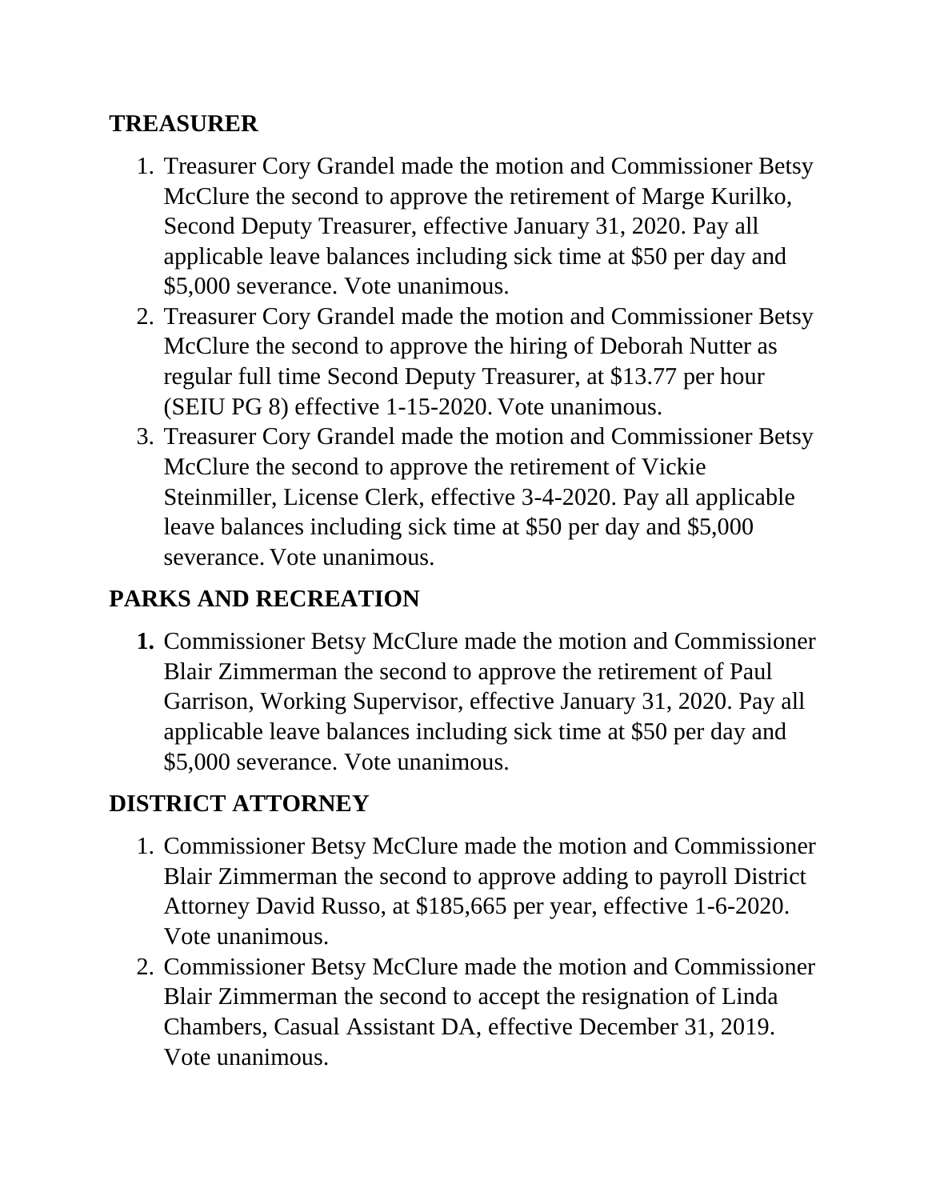## TREASURER

1. Treasurer Cory Grandel made the motion and Commissioner Betsy McClure the second to approve the retirement of Marge Kurilko, Second Deputy Treasurer, effective January 31, 2020. Pay all applicable leave balances including sick time at $50 per day and $5,000 severance. Vote unanimous.
2. Treasurer Cory Grandel made the motion and Commissioner Betsy McClure the second to approve the hiring of Deborah Nutter as regular full time Second Deputy Treasurer, at $13.77 per hour (SEIU PG 8) effective 1-15-2020. Vote unanimous.
3. Treasurer Cory Grandel made the motion and Commissioner Betsy McClure the second to approve the retirement of Vickie Steinmiller, License Clerk, effective 3-4-2020. Pay all applicable leave balances including sick time at $50 per day and $5,000 severance. Vote unanimous.

## PARKS AND RECREATION

1. Commissioner Betsy McClure made the motion and Commissioner Blair Zimmerman the second to approve the retirement of Paul Garrison, Working Supervisor, effective January 31, 2020. Pay all applicable leave balances including sick time at $50 per day and $5,000 severance. Vote unanimous.

## DISTRICT ATTORNEY

1. Commissioner Betsy McClure made the motion and Commissioner Blair Zimmerman the second to approve adding to payroll District Attorney David Russo, at $185,665 per year, effective 1-6-2020. Vote unanimous.
2. Commissioner Betsy McClure made the motion and Commissioner Blair Zimmerman the second to accept the resignation of Linda Chambers, Casual Assistant DA, effective December 31, 2019. Vote unanimous.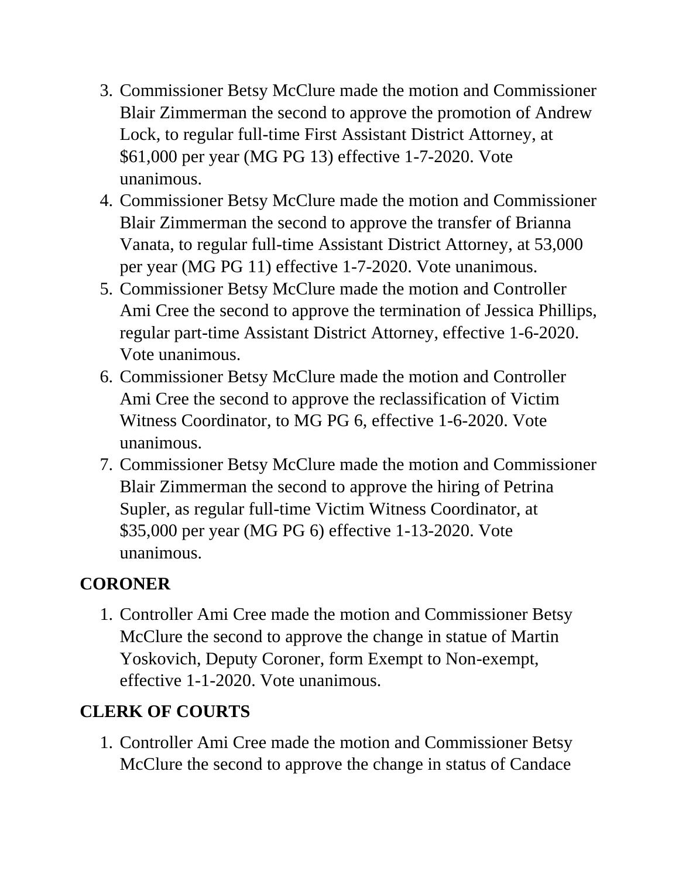3. Commissioner Betsy McClure made the motion and Commissioner Blair Zimmerman the second to approve the promotion of Andrew Lock, to regular full-time First Assistant District Attorney, at $61,000 per year (MG PG 13) effective 1-7-2020. Vote unanimous.
4. Commissioner Betsy McClure made the motion and Commissioner Blair Zimmerman the second to approve the transfer of Brianna Vanata, to regular full-time Assistant District Attorney, at 53,000 per year (MG PG 11) effective 1-7-2020. Vote unanimous.
5. Commissioner Betsy McClure made the motion and Controller Ami Cree the second to approve the termination of Jessica Phillips, regular part-time Assistant District Attorney, effective 1-6-2020. Vote unanimous.
6. Commissioner Betsy McClure made the motion and Controller Ami Cree the second to approve the reclassification of Victim Witness Coordinator, to MG PG 6, effective 1-6-2020. Vote unanimous.
7. Commissioner Betsy McClure made the motion and Commissioner Blair Zimmerman the second to approve the hiring of Petrina Supler, as regular full-time Victim Witness Coordinator, at $35,000 per year (MG PG 6) effective 1-13-2020. Vote unanimous.

## CORONER

1. Controller Ami Cree made the motion and Commissioner Betsy McClure the second to approve the change in statue of Martin Yoskovich, Deputy Coroner, form Exempt to Non-exempt, effective 1-1-2020. Vote unanimous.

## CLERK OF COURTS

1. Controller Ami Cree made the motion and Commissioner Betsy McClure the second to approve the change in status of Candace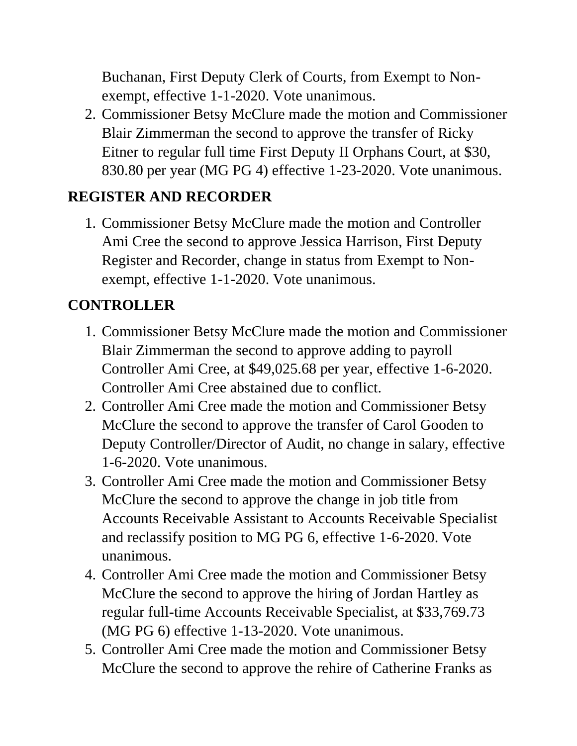Buchanan, First Deputy Clerk of Courts, from Exempt to Non-exempt, effective 1-1-2020. Vote unanimous.

2. Commissioner Betsy McClure made the motion and Commissioner Blair Zimmerman the second to approve the transfer of Ricky Eitner to regular full time First Deputy II Orphans Court, at $30, 830.80 per year (MG PG 4) effective 1-23-2020. Vote unanimous.

## REGISTER AND RECORDER

1. Commissioner Betsy McClure made the motion and Controller Ami Cree the second to approve Jessica Harrison, First Deputy Register and Recorder, change in status from Exempt to Non-exempt, effective 1-1-2020. Vote unanimous.

## CONTROLLER

1. Commissioner Betsy McClure made the motion and Commissioner Blair Zimmerman the second to approve adding to payroll Controller Ami Cree, at $49,025.68 per year, effective 1-6-2020. Controller Ami Cree abstained due to conflict.
2. Controller Ami Cree made the motion and Commissioner Betsy McClure the second to approve the transfer of Carol Gooden to Deputy Controller/Director of Audit, no change in salary, effective 1-6-2020. Vote unanimous.
3. Controller Ami Cree made the motion and Commissioner Betsy McClure the second to approve the change in job title from Accounts Receivable Assistant to Accounts Receivable Specialist and reclassify position to MG PG 6, effective 1-6-2020. Vote unanimous.
4. Controller Ami Cree made the motion and Commissioner Betsy McClure the second to approve the hiring of Jordan Hartley as regular full-time Accounts Receivable Specialist, at $33,769.73 (MG PG 6) effective 1-13-2020. Vote unanimous.
5. Controller Ami Cree made the motion and Commissioner Betsy McClure the second to approve the rehire of Catherine Franks as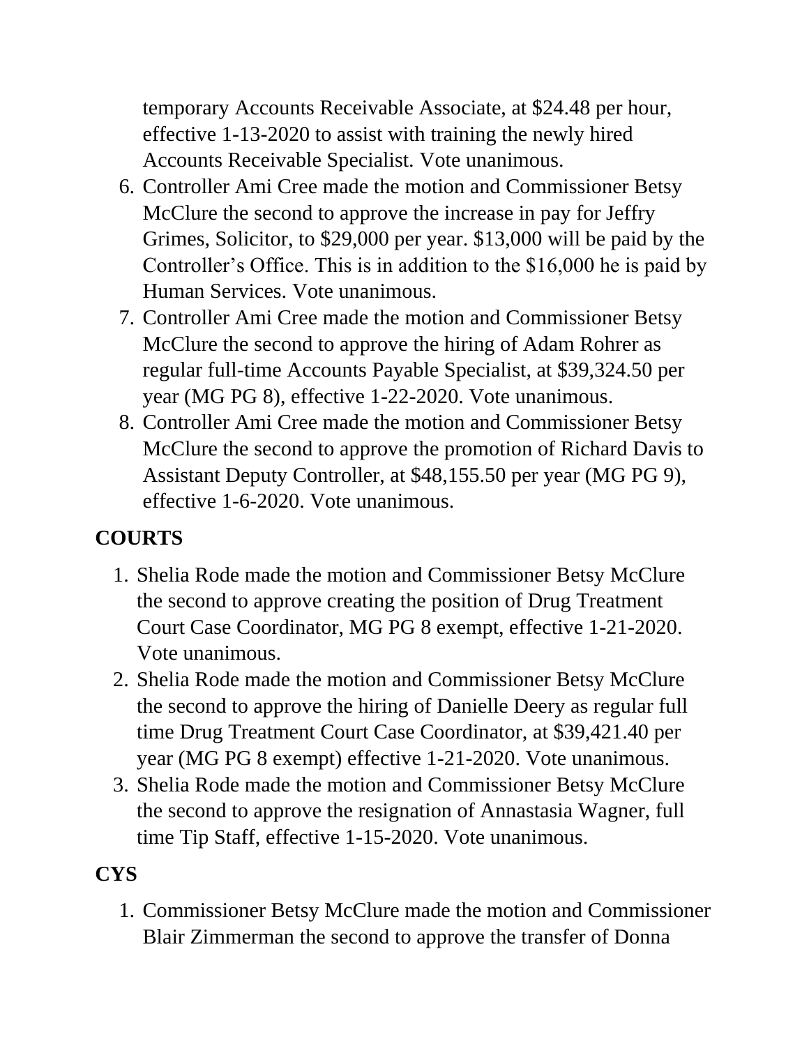temporary Accounts Receivable Associate, at $24.48 per hour, effective 1-13-2020 to assist with training the newly hired Accounts Receivable Specialist. Vote unanimous.

6. Controller Ami Cree made the motion and Commissioner Betsy McClure the second to approve the increase in pay for Jeffry Grimes, Solicitor, to $29,000 per year. $13,000 will be paid by the Controller's Office. This is in addition to the $16,000 he is paid by Human Services. Vote unanimous.
7. Controller Ami Cree made the motion and Commissioner Betsy McClure the second to approve the hiring of Adam Rohrer as regular full-time Accounts Payable Specialist, at $39,324.50 per year (MG PG 8), effective 1-22-2020. Vote unanimous.
8. Controller Ami Cree made the motion and Commissioner Betsy McClure the second to approve the promotion of Richard Davis to Assistant Deputy Controller, at $48,155.50 per year (MG PG 9), effective 1-6-2020. Vote unanimous.

## COURTS

1. Shelia Rode made the motion and Commissioner Betsy McClure the second to approve creating the position of Drug Treatment Court Case Coordinator, MG PG 8 exempt, effective 1-21-2020. Vote unanimous.
2. Shelia Rode made the motion and Commissioner Betsy McClure the second to approve the hiring of Danielle Deery as regular full time Drug Treatment Court Case Coordinator, at $39,421.40 per year (MG PG 8 exempt) effective 1-21-2020. Vote unanimous.
3. Shelia Rode made the motion and Commissioner Betsy McClure the second to approve the resignation of Annastasia Wagner, full time Tip Staff, effective 1-15-2020. Vote unanimous.

## CYS

1. Commissioner Betsy McClure made the motion and Commissioner Blair Zimmerman the second to approve the transfer of Donna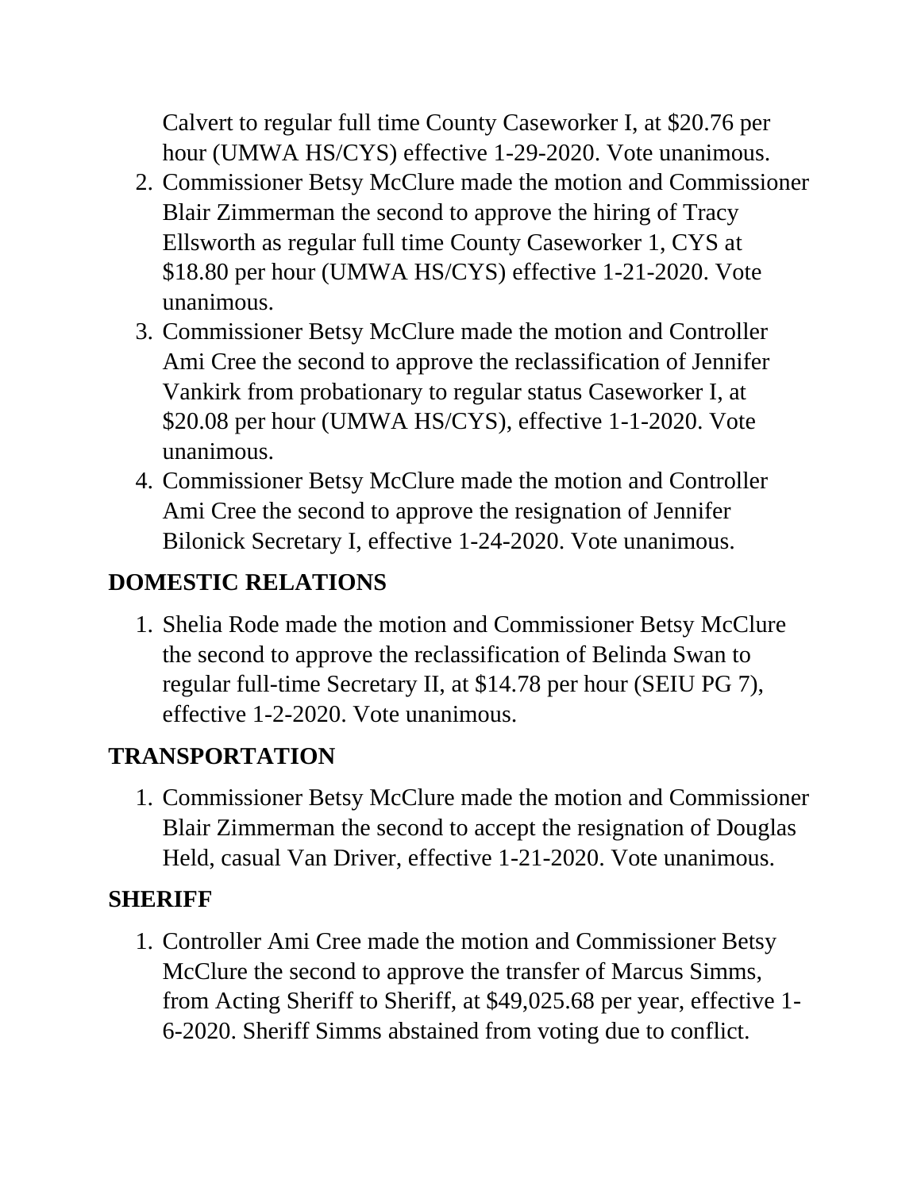Calvert to regular full time County Caseworker I, at $20.76 per hour (UMWA HS/CYS) effective 1-29-2020. Vote unanimous.

2. Commissioner Betsy McClure made the motion and Commissioner Blair Zimmerman the second to approve the hiring of Tracy Ellsworth as regular full time County Caseworker 1, CYS at $18.80 per hour (UMWA HS/CYS) effective 1-21-2020. Vote unanimous.
3. Commissioner Betsy McClure made the motion and Controller Ami Cree the second to approve the reclassification of Jennifer Vankirk from probationary to regular status Caseworker I, at $20.08 per hour (UMWA HS/CYS), effective 1-1-2020. Vote unanimous.
4. Commissioner Betsy McClure made the motion and Controller Ami Cree the second to approve the resignation of Jennifer Bilonick Secretary I, effective 1-24-2020. Vote unanimous.

## DOMESTIC RELATIONS

1. Shelia Rode made the motion and Commissioner Betsy McClure the second to approve the reclassification of Belinda Swan to regular full-time Secretary II, at $14.78 per hour (SEIU PG 7), effective 1-2-2020. Vote unanimous.

## TRANSPORTATION

1. Commissioner Betsy McClure made the motion and Commissioner Blair Zimmerman the second to accept the resignation of Douglas Held, casual Van Driver, effective 1-21-2020. Vote unanimous.

## SHERIFF

1. Controller Ami Cree made the motion and Commissioner Betsy McClure the second to approve the transfer of Marcus Simms, from Acting Sheriff to Sheriff, at $49,025.68 per year, effective 1-6-2020. Sheriff Simms abstained from voting due to conflict.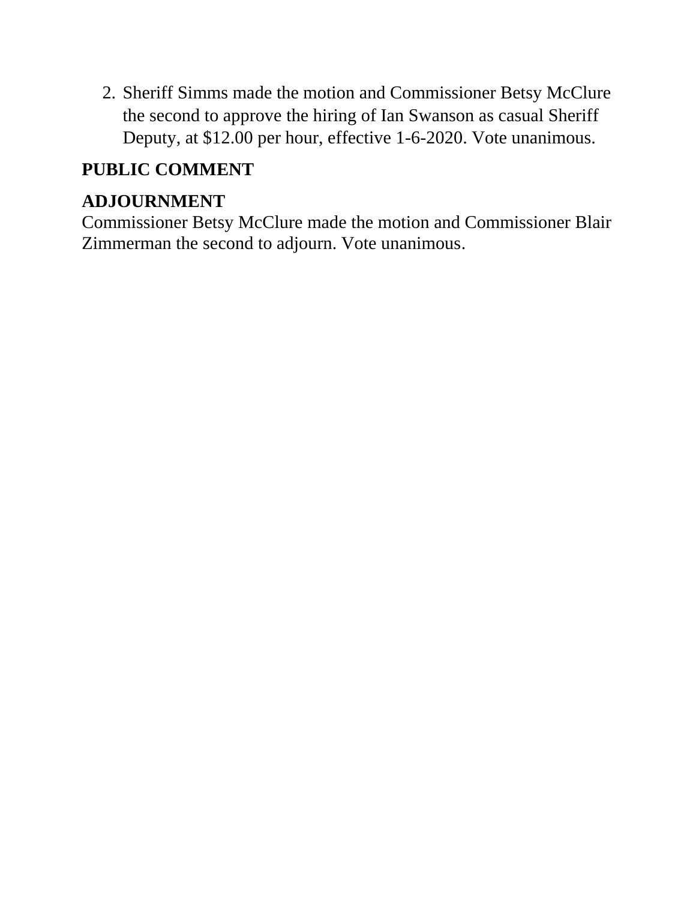2. Sheriff Simms made the motion and Commissioner Betsy McClure the second to approve the hiring of Ian Swanson as casual Sheriff Deputy, at $12.00 per hour, effective 1-6-2020. Vote unanimous.

**PUBLIC COMMENT**

**ADJOURNMENT**
Commissioner Betsy McClure made the motion and Commissioner Blair Zimmerman the second to adjourn. Vote unanimous.